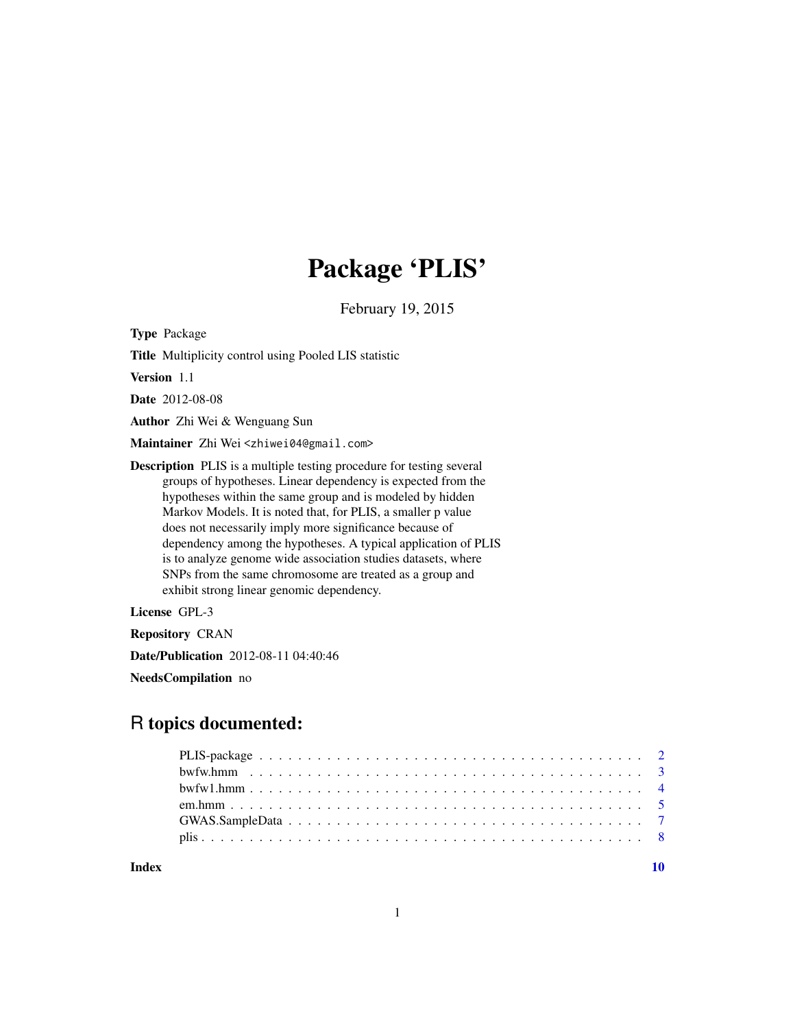# Package 'PLIS'

February 19, 2015

**Type** Package

**Title** Multiplicity control using Pooled LIS statistic

**Version** 1.1

**Date** 2012-08-08

**Author** Zhi Wei & Wenguang Sun

**Maintainer** Zhi Wei <zhiwei04@gmail.com>

**Description** PLIS is a multiple testing procedure for testing several groups of hypotheses. Linear dependency is expected from the hypotheses within the same group and is modeled by hidden Markov Models. It is noted that, for PLIS, a smaller p value does not necessarily imply more significance because of dependency among the hypotheses. A typical application of PLIS is to analyze genome wide association studies datasets, where SNPs from the same chromosome are treated as a group and exhibit strong linear genomic dependency.

**License** GPL-3

**Repository** CRAN

**Date/Publication** 2012-08-11 04:40:46

**NeedsCompilation** no

## R topics documented:

- PLIS-package . . . . . . . . . . . . . . . . . . . . . . . . . . . . . . . . . . . . . . . . 2
- bwfw.hmm . . . . . . . . . . . . . . . . . . . . . . . . . . . . . . . . . . . . . . . . 3
- bwfw1.hmm . . . . . . . . . . . . . . . . . . . . . . . . . . . . . . . . . . . . . . . . 4
- em.hmm . . . . . . . . . . . . . . . . . . . . . . . . . . . . . . . . . . . . . . . . 5
- GWAS.SampleData . . . . . . . . . . . . . . . . . . . . . . . . . . . . . . . . . . . . 7
- plis . . . . . . . . . . . . . . . . . . . . . . . . . . . . . . . . . . . . . . . . 8

**Index** 10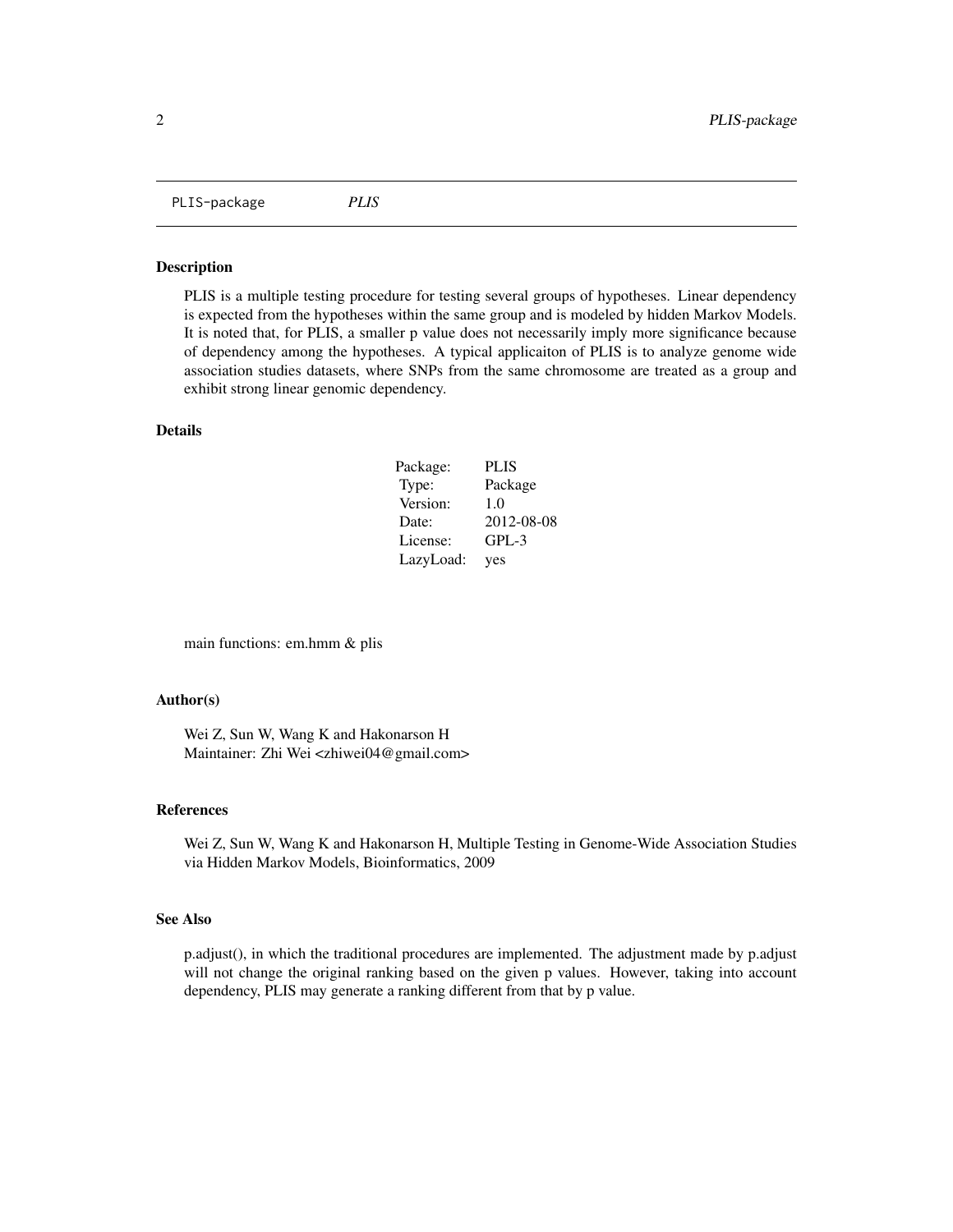PLIS-package *PLIS*

## Description

PLIS is a multiple testing procedure for testing several groups of hypotheses. Linear dependency is expected from the hypotheses within the same group and is modeled by hidden Markov Models. It is noted that, for PLIS, a smaller p value does not necessarily imply more significance because of dependency among the hypotheses. A typical applicaiton of PLIS is to analyze genome wide association studies datasets, where SNPs from the same chromosome are treated as a group and exhibit strong linear genomic dependency.

## Details

| | |
|---|---|
| Package: | PLIS |
| Type: | Package |
| Version: | 1.0 |
| Date: | 2012-08-08 |
| License: | GPL-3 |
| LazyLoad: | yes |

main functions: em.hmm & plis

## Author(s)

Wei Z, Sun W, Wang K and Hakonarson H
Maintainer: Zhi Wei <zhiwei04@gmail.com>

## References

Wei Z, Sun W, Wang K and Hakonarson H, Multiple Testing in Genome-Wide Association Studies via Hidden Markov Models, Bioinformatics, 2009

## See Also

p.adjust(), in which the traditional procedures are implemented. The adjustment made by p.adjust will not change the original ranking based on the given p values. However, taking into account dependency, PLIS may generate a ranking different from that by p value.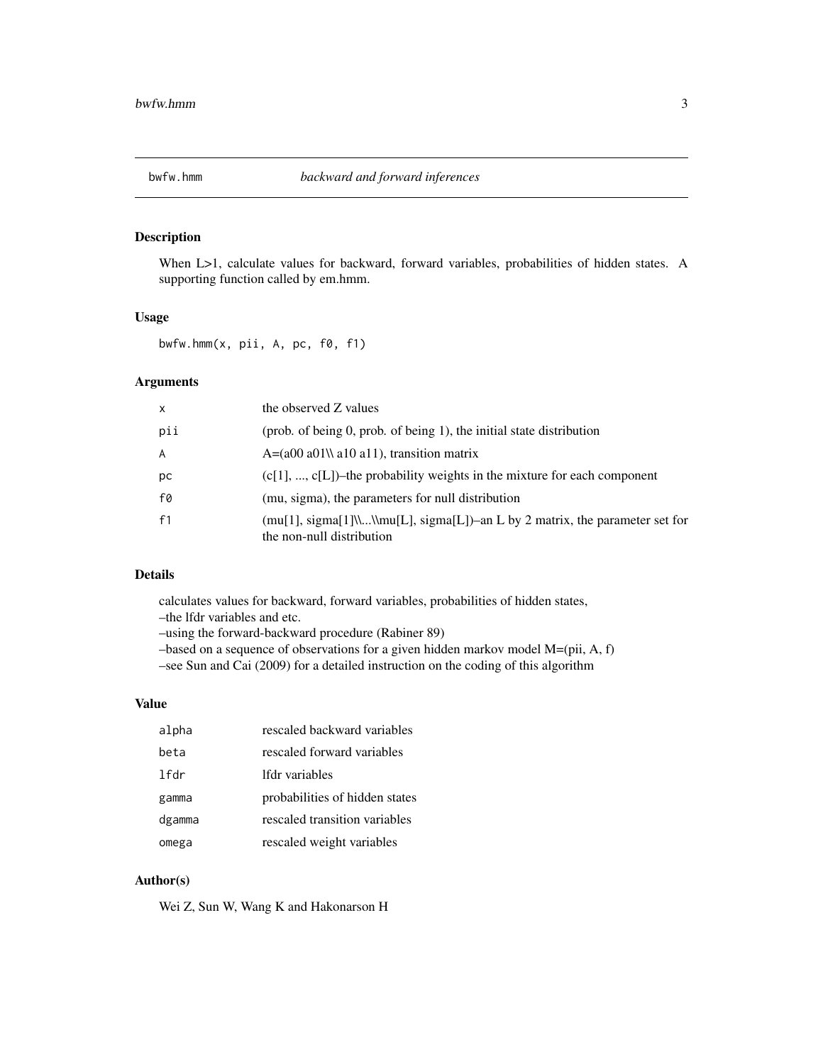# bwfw.hmm — *backward and forward inferences*

## Description

When L>1, calculate values for backward, forward variables, probabilities of hidden states. A supporting function called by em.hmm.

## Usage

```
bwfw.hmm(x, pii, A, pc, f0, f1)
```

## Arguments

| | |
|---|---|
| x | the observed Z values |
| pii | (prob. of being 0, prob. of being 1), the initial state distribution |
| A | A=(a00 a01\\ a10 a11), transition matrix |
| pc | (c[1], ..., c[L])–the probability weights in the mixture for each component |
| f0 | (mu, sigma), the parameters for null distribution |
| f1 | (mu[1], sigma[1]\\...\\mu[L], sigma[L])–an L by 2 matrix, the parameter set for the non-null distribution |

## Details

calculates values for backward, forward variables, probabilities of hidden states,
–the lfdr variables and etc.
–using the forward-backward procedure (Rabiner 89)
–based on a sequence of observations for a given hidden markov model M=(pii, A, f)
–see Sun and Cai (2009) for a detailed instruction on the coding of this algorithm

## Value

| | |
|---|---|
| alpha | rescaled backward variables |
| beta | rescaled forward variables |
| lfdr | lfdr variables |
| gamma | probabilities of hidden states |
| dgamma | rescaled transition variables |
| omega | rescaled weight variables |

## Author(s)

Wei Z, Sun W, Wang K and Hakonarson H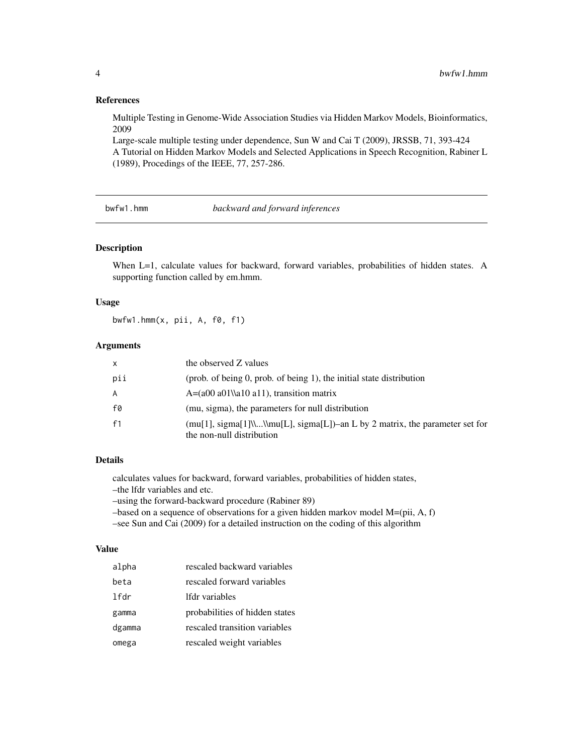## References

Multiple Testing in Genome-Wide Association Studies via Hidden Markov Models, Bioinformatics, 2009
Large-scale multiple testing under dependence, Sun W and Cai T (2009), JRSSB, 71, 393-424
A Tutorial on Hidden Markov Models and Selected Applications in Speech Recognition, Rabiner L (1989), Procedings of the IEEE, 77, 257-286.

---

# bwfw1.hmm — *backward and forward inferences*

## Description

When L=1, calculate values for backward, forward variables, probabilities of hidden states. A supporting function called by em.hmm.

## Usage

```
bwfw1.hmm(x, pii, A, f0, f1)
```

## Arguments

| | |
|---|---|
| `x` | the observed Z values |
| `pii` | (prob. of being 0, prob. of being 1), the initial state distribution |
| `A` | A=(a00 a01\\a10 a11), transition matrix |
| `f0` | (mu, sigma), the parameters for null distribution |
| `f1` | (mu[1], sigma[1]\\...\\mu[L], sigma[L])–an L by 2 matrix, the parameter set for the non-null distribution |

## Details

calculates values for backward, forward variables, probabilities of hidden states,
–the lfdr variables and etc.
–using the forward-backward procedure (Rabiner 89)
–based on a sequence of observations for a given hidden markov model M=(pii, A, f)
–see Sun and Cai (2009) for a detailed instruction on the coding of this algorithm

## Value

| | |
|---|---|
| `alpha` | rescaled backward variables |
| `beta` | rescaled forward variables |
| `lfdr` | lfdr variables |
| `gamma` | probabilities of hidden states |
| `dgamma` | rescaled transition variables |
| `omega` | rescaled weight variables |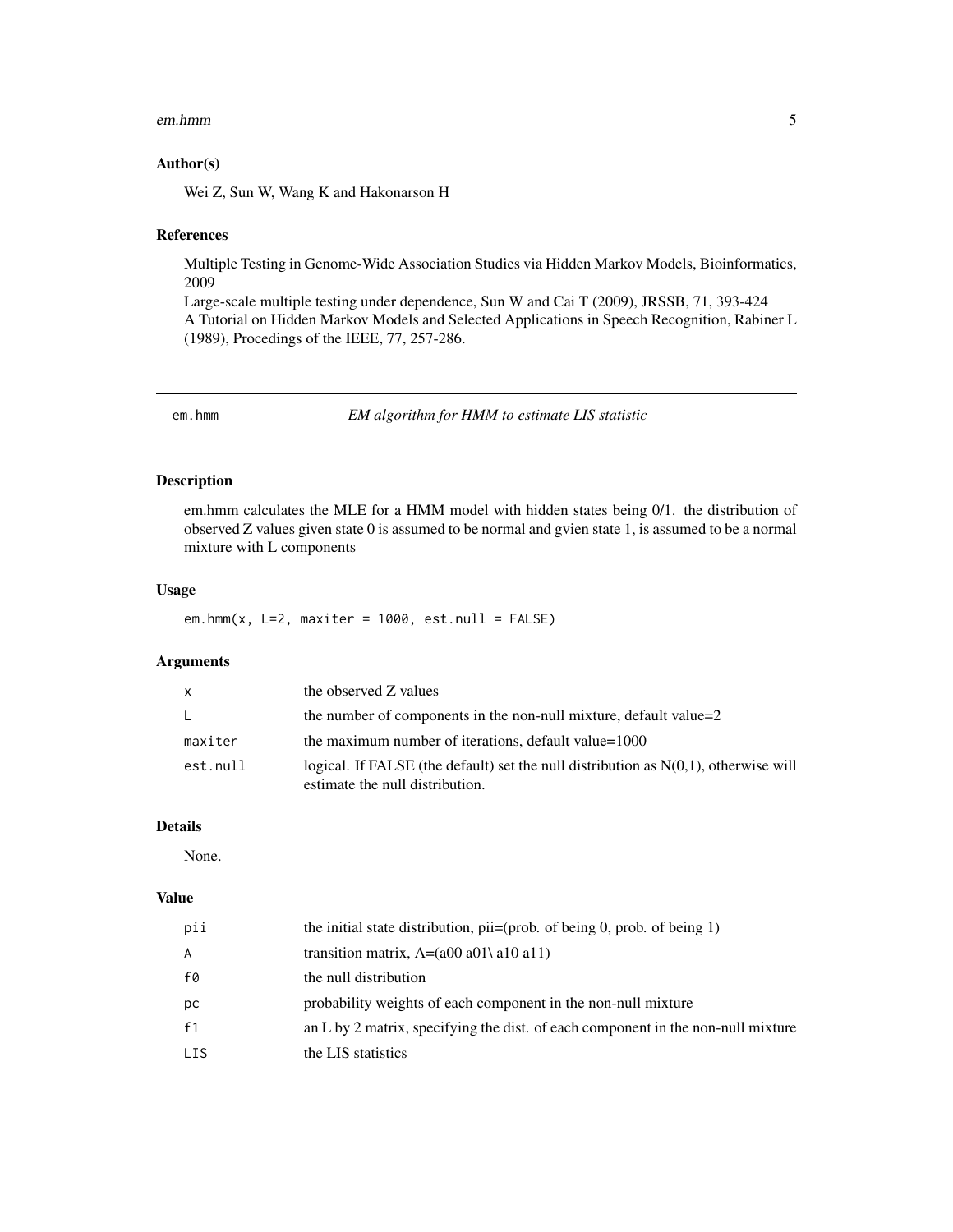### Author(s)

Wei Z, Sun W, Wang K and Hakonarson H

### References

Multiple Testing in Genome-Wide Association Studies via Hidden Markov Models, Bioinformatics, 2009
Large-scale multiple testing under dependence, Sun W and Cai T (2009), JRSSB, 71, 393-424
A Tutorial on Hidden Markov Models and Selected Applications in Speech Recognition, Rabiner L (1989), Procedings of the IEEE, 77, 257-286.

---

## em.hmm — *EM algorithm for HMM to estimate LIS statistic*

### Description

em.hmm calculates the MLE for a HMM model with hidden states being 0/1. the distribution of observed Z values given state 0 is assumed to be normal and gvien state 1, is assumed to be a normal mixture with L components

### Usage

```
em.hmm(x, L=2, maxiter = 1000, est.null = FALSE)
```

### Arguments

| | |
|---|---|
| `x` | the observed Z values |
| `L` | the number of components in the non-null mixture, default value=2 |
| `maxiter` | the maximum number of iterations, default value=1000 |
| `est.null` | logical. If FALSE (the default) set the null distribution as N(0,1), otherwise will estimate the null distribution. |

### Details

None.

### Value

| | |
|---|---|
| `pii` | the initial state distribution, pii=(prob. of being 0, prob. of being 1) |
| `A` | transition matrix, A=(a00 a01\ a10 a11) |
| `f0` | the null distribution |
| `pc` | probability weights of each component in the non-null mixture |
| `f1` | an L by 2 matrix, specifying the dist. of each component in the non-null mixture |
| `LIS` | the LIS statistics |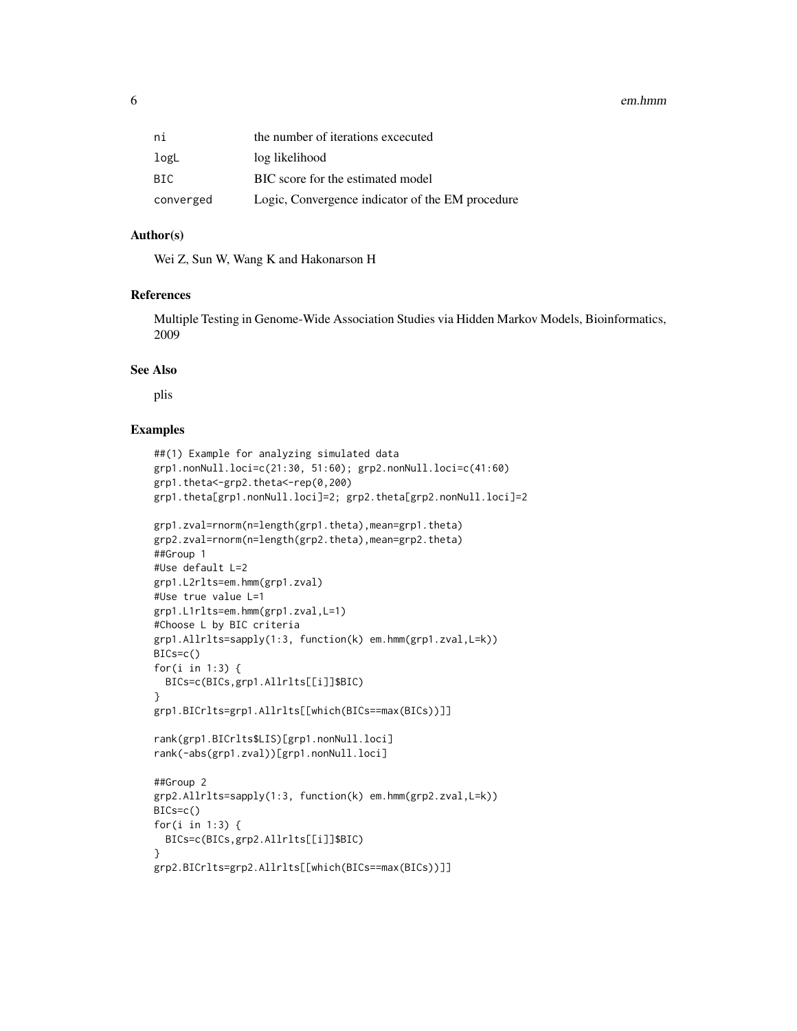| | |
|---|---|
| ni | the number of iterations excecuted |
| logL | log likelihood |
| BIC | BIC score for the estimated model |
| converged | Logic, Convergence indicator of the EM procedure |

### Author(s)

Wei Z, Sun W, Wang K and Hakonarson H

### References

Multiple Testing in Genome-Wide Association Studies via Hidden Markov Models, Bioinformatics, 2009

### See Also

plis

### Examples

```
##(1) Example for analyzing simulated data
grp1.nonNull.loci=c(21:30, 51:60); grp2.nonNull.loci=c(41:60)
grp1.theta<-grp2.theta<-rep(0,200)
grp1.theta[grp1.nonNull.loci]=2; grp2.theta[grp2.nonNull.loci]=2

grp1.zval=rnorm(n=length(grp1.theta),mean=grp1.theta)
grp2.zval=rnorm(n=length(grp2.theta),mean=grp2.theta)
##Group 1
#Use default L=2
grp1.L2rlts=em.hmm(grp1.zval)
#Use true value L=1
grp1.L1rlts=em.hmm(grp1.zval,L=1)
#Choose L by BIC criteria
grp1.Allrlts=sapply(1:3, function(k) em.hmm(grp1.zval,L=k))
BICs=c()
for(i in 1:3) {
  BICs=c(BICs,grp1.Allrlts[[i]]$BIC)
}
grp1.BICrlts=grp1.Allrlts[[which(BICs==max(BICs))]]

rank(grp1.BICrlts$LIS)[grp1.nonNull.loci]
rank(-abs(grp1.zval))[grp1.nonNull.loci]

##Group 2
grp2.Allrlts=sapply(1:3, function(k) em.hmm(grp2.zval,L=k))
BICs=c()
for(i in 1:3) {
  BICs=c(BICs,grp2.Allrlts[[i]]$BIC)
}
grp2.BICrlts=grp2.Allrlts[[which(BICs==max(BICs))]]
```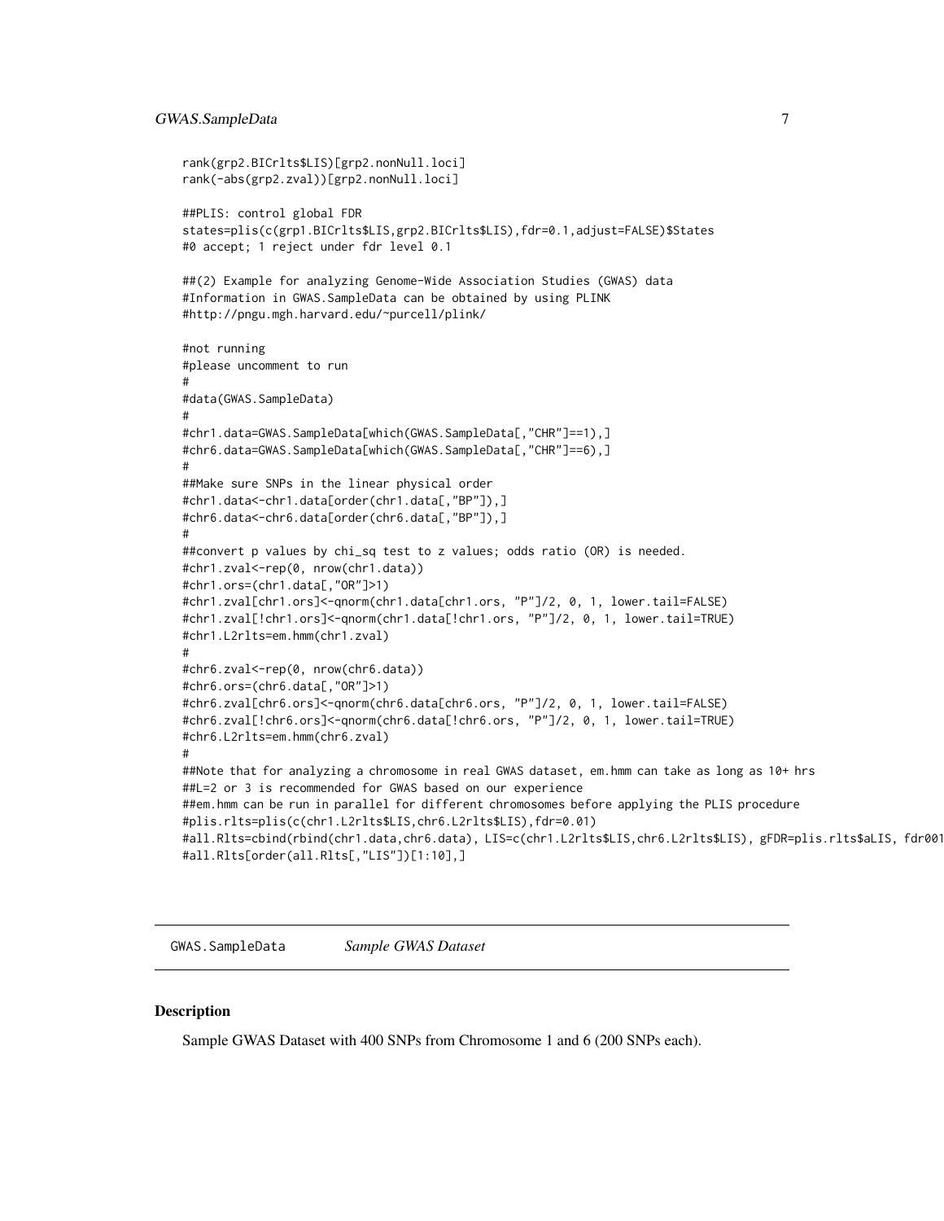```
rank(grp2.BICrlts$LIS)[grp2.nonNull.loci]
rank(-abs(grp2.zval))[grp2.nonNull.loci]

##PLIS: control global FDR
states=plis(c(grp1.BICrlts$LIS,grp2.BICrlts$LIS),fdr=0.1,adjust=FALSE)$States
#0 accept; 1 reject under fdr level 0.1

##(2) Example for analyzing Genome-Wide Association Studies (GWAS) data
#Information in GWAS.SampleData can be obtained by using PLINK
#http://pngu.mgh.harvard.edu/~purcell/plink/

#not running
#please uncomment to run
#
#data(GWAS.SampleData)
#
#chr1.data=GWAS.SampleData[which(GWAS.SampleData[,"CHR"]==1),]
#chr6.data=GWAS.SampleData[which(GWAS.SampleData[,"CHR"]==6),]
#
##Make sure SNPs in the linear physical order
#chr1.data<-chr1.data[order(chr1.data[,"BP"]),]
#chr6.data<-chr6.data[order(chr6.data[,"BP"]),]
#
##convert p values by chi_sq test to z values; odds ratio (OR) is needed.
#chr1.zval<-rep(0, nrow(chr1.data))
#chr1.ors=(chr1.data[,"OR"]>1)
#chr1.zval[chr1.ors]<-qnorm(chr1.data[chr1.ors, "P"]/2, 0, 1, lower.tail=FALSE)
#chr1.zval[!chr1.ors]<-qnorm(chr1.data[!chr1.ors, "P"]/2, 0, 1, lower.tail=TRUE)
#chr1.L2rlts=em.hmm(chr1.zval)
#
#chr6.zval<-rep(0, nrow(chr6.data))
#chr6.ors=(chr6.data[,"OR"]>1)
#chr6.zval[chr6.ors]<-qnorm(chr6.data[chr6.ors, "P"]/2, 0, 1, lower.tail=FALSE)
#chr6.zval[!chr6.ors]<-qnorm(chr6.data[!chr6.ors, "P"]/2, 0, 1, lower.tail=TRUE)
#chr6.L2rlts=em.hmm(chr6.zval)
#
##Note that for analyzing a chromosome in real GWAS dataset, em.hmm can take as long as 10+ hrs
##L=2 or 3 is recommended for GWAS based on our experience
##em.hmm can be run in parallel for different chromosomes before applying the PLIS procedure
#plis.rlts=plis(c(chr1.L2rlts$LIS,chr6.L2rlts$LIS),fdr=0.01)
#all.Rlts=cbind(rbind(chr1.data,chr6.data), LIS=c(chr1.L2rlts$LIS,chr6.L2rlts$LIS), gFDR=plis.rlts$aLIS, fdr001
#all.Rlts[order(all.Rlts[,"LIS"])[1:10],]
```

---

GWAS.SampleData    *Sample GWAS Dataset*

---

### Description

Sample GWAS Dataset with 400 SNPs from Chromosome 1 and 6 (200 SNPs each).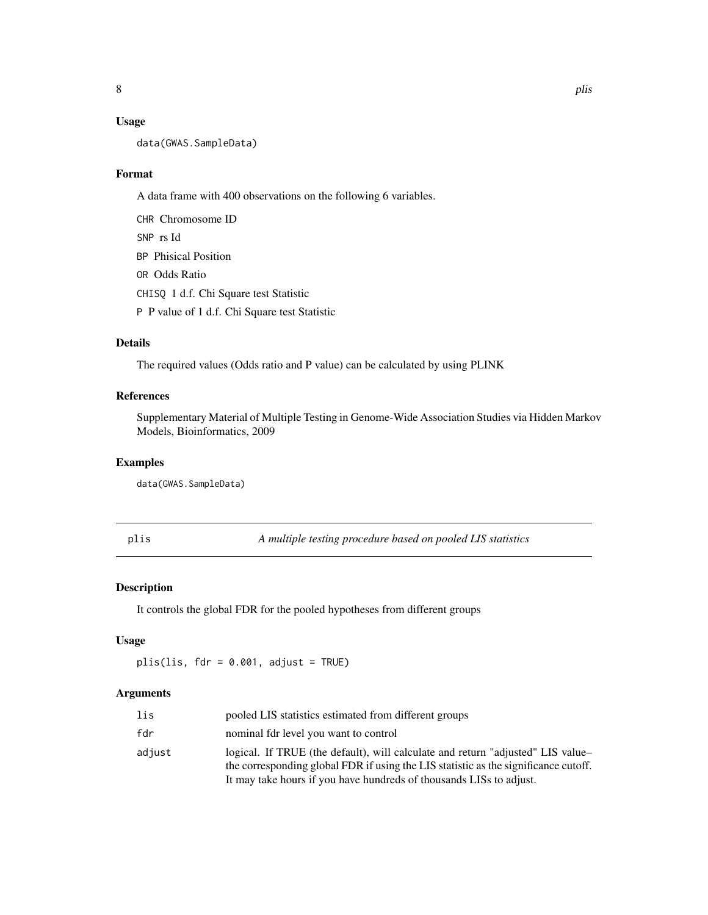### Usage

```
data(GWAS.SampleData)
```

### Format

A data frame with 400 observations on the following 6 variables.

- `CHR` Chromosome ID
- `SNP` rs Id
- `BP` Phisical Position
- `OR` Odds Ratio
- `CHISQ` 1 d.f. Chi Square test Statistic
- `P` P value of 1 d.f. Chi Square test Statistic

### Details

The required values (Odds ratio and P value) can be calculated by using PLINK

### References

Supplementary Material of Multiple Testing in Genome-Wide Association Studies via Hidden Markov Models, Bioinformatics, 2009

### Examples

```
data(GWAS.SampleData)
```

---

## plis — *A multiple testing procedure based on pooled LIS statistics*

---

### Description

It controls the global FDR for the pooled hypotheses from different groups

### Usage

```
plis(lis, fdr = 0.001, adjust = TRUE)
```

### Arguments

| | |
|---|---|
| `lis` | pooled LIS statistics estimated from different groups |
| `fdr` | nominal fdr level you want to control |
| `adjust` | logical. If TRUE (the default), will calculate and return "adjusted" LIS value– the corresponding global FDR if using the LIS statistic as the significance cutoff. It may take hours if you have hundreds of thousands LISs to adjust. |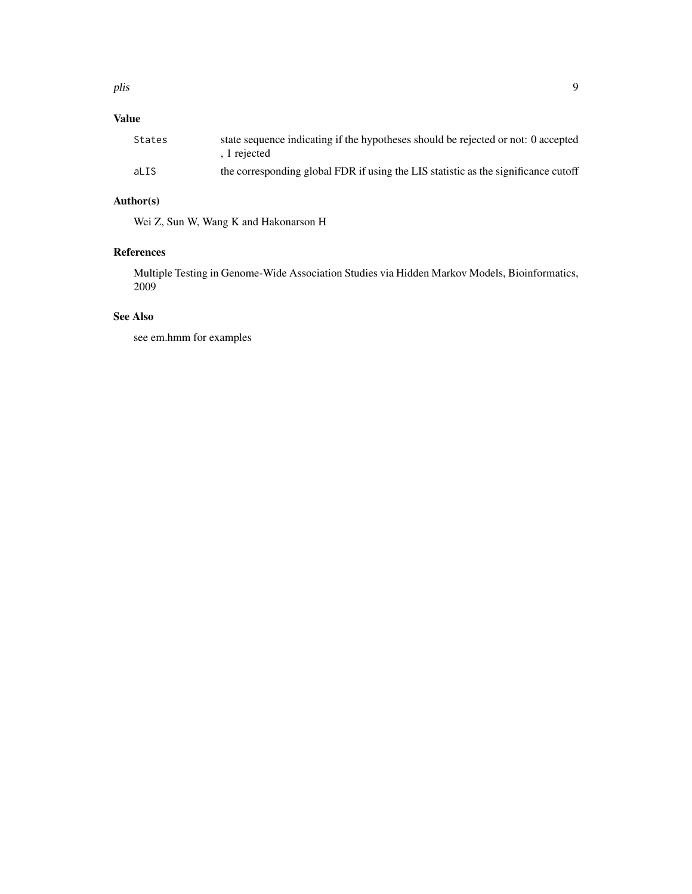## Value

| | |
|---|---|
| `States` | state sequence indicating if the hypotheses should be rejected or not: 0 accepted , 1 rejected |
| `aLIS` | the corresponding global FDR if using the LIS statistic as the significance cutoff |

## Author(s)

Wei Z, Sun W, Wang K and Hakonarson H

## References

Multiple Testing in Genome-Wide Association Studies via Hidden Markov Models, Bioinformatics, 2009

## See Also

see em.hmm for examples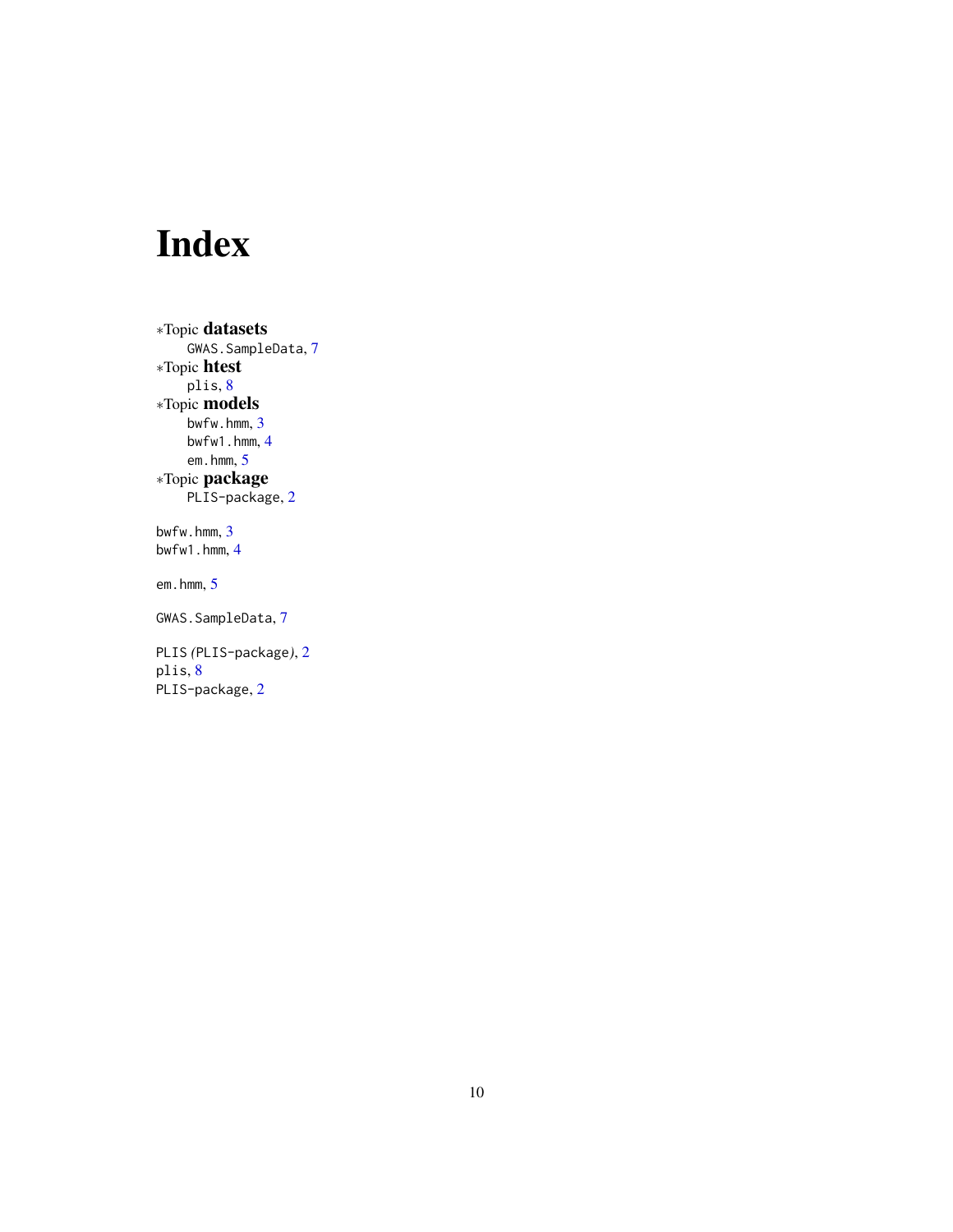# Index

∗Topic **datasets**
  GWAS.SampleData, 7
∗Topic **htest**
  plis, 8
∗Topic **models**
  bwfw.hmm, 3
  bwfw1.hmm, 4
  em.hmm, 5
∗Topic **package**
  PLIS-package, 2

bwfw.hmm, 3
bwfw1.hmm, 4

em.hmm, 5

GWAS.SampleData, 7

PLIS *(*PLIS-package*)*, 2
plis, 8
PLIS-package, 2